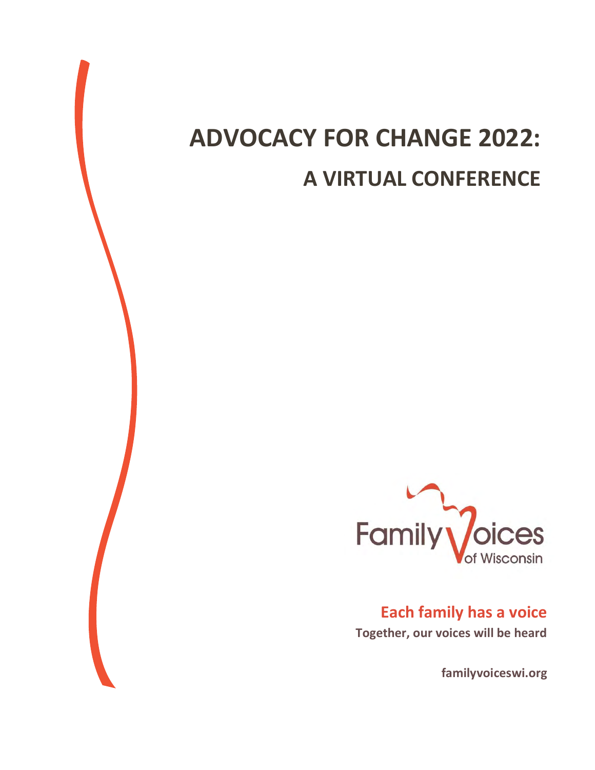# ADVOCACY FOR CHANGE 2022:

## A VIRTUAL CONFERENCE

Family Voices of Wisconsin

**Each family has a voice**

**Together, our voices will be heard**

**familyvoiceswi.org**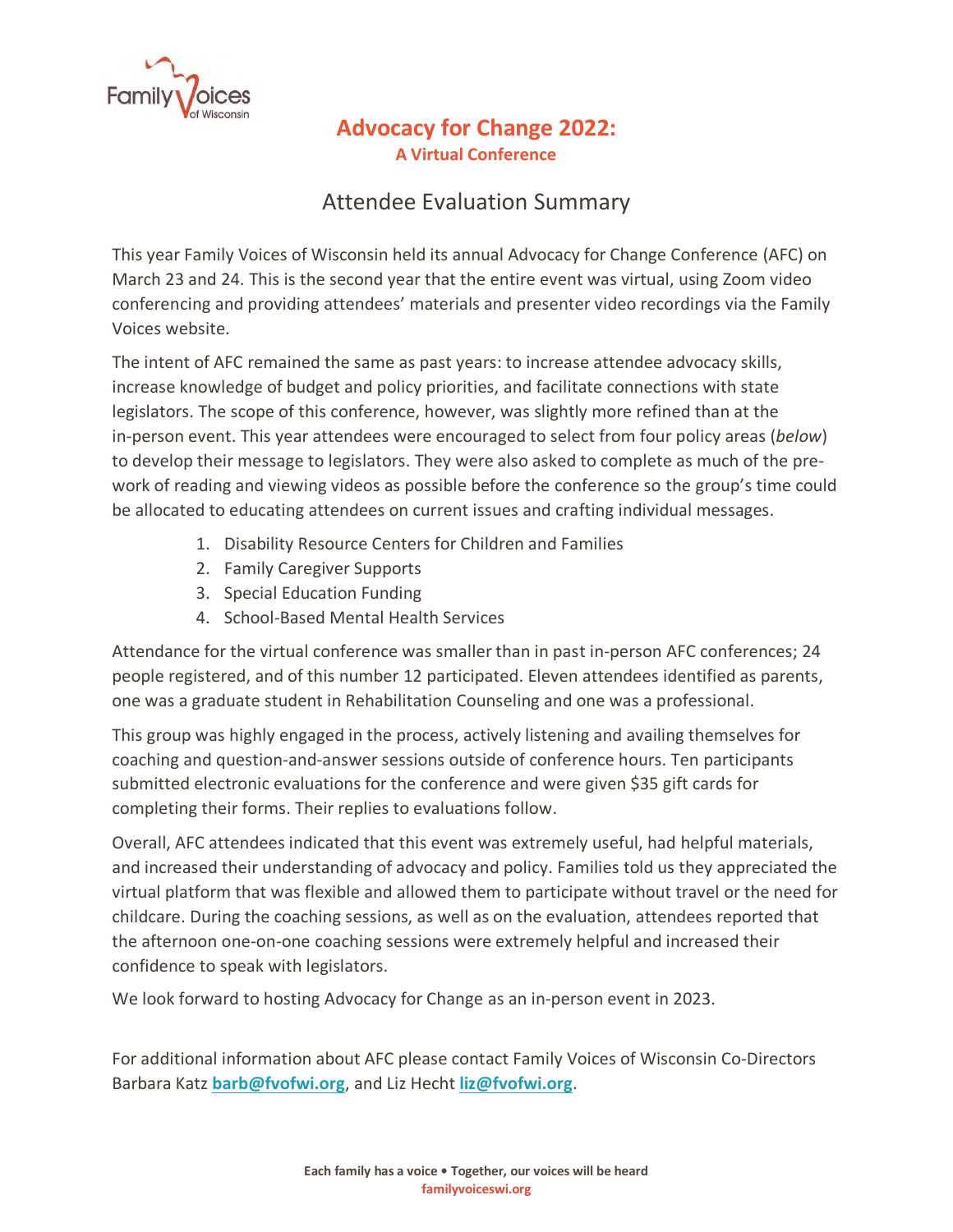# Advocacy for Change 2022:

### A Virtual Conference

## Attendee Evaluation Summary

This year Family Voices of Wisconsin held its annual Advocacy for Change Conference (AFC) on March 23 and 24. This is the second year that the entire event was virtual, using Zoom video conferencing and providing attendees' materials and presenter video recordings via the Family Voices website.

The intent of AFC remained the same as past years: to increase attendee advocacy skills, increase knowledge of budget and policy priorities, and facilitate connections with state legislators. The scope of this conference, however, was slightly more refined than at the in-person event. This year attendees were encouraged to select from four policy areas (*below*) to develop their message to legislators. They were also asked to complete as much of the pre-work of reading and viewing videos as possible before the conference so the group's time could be allocated to educating attendees on current issues and crafting individual messages.

1. Disability Resource Centers for Children and Families
2. Family Caregiver Supports
3. Special Education Funding
4. School-Based Mental Health Services

Attendance for the virtual conference was smaller than in past in-person AFC conferences; 24 people registered, and of this number 12 participated. Eleven attendees identified as parents, one was a graduate student in Rehabilitation Counseling and one was a professional.

This group was highly engaged in the process, actively listening and availing themselves for coaching and question-and-answer sessions outside of conference hours. Ten participants submitted electronic evaluations for the conference and were given $35 gift cards for completing their forms. Their replies to evaluations follow.

Overall, AFC attendees indicated that this event was extremely useful, had helpful materials, and increased their understanding of advocacy and policy. Families told us they appreciated the virtual platform that was flexible and allowed them to participate without travel or the need for childcare. During the coaching sessions, as well as on the evaluation, attendees reported that the afternoon one-on-one coaching sessions were extremely helpful and increased their confidence to speak with legislators.

We look forward to hosting Advocacy for Change as an in-person event in 2023.

For additional information about AFC please contact Family Voices of Wisconsin Co-Directors Barbara Katz **barb@fvofwi.org**, and Liz Hecht **liz@fvofwi.org**.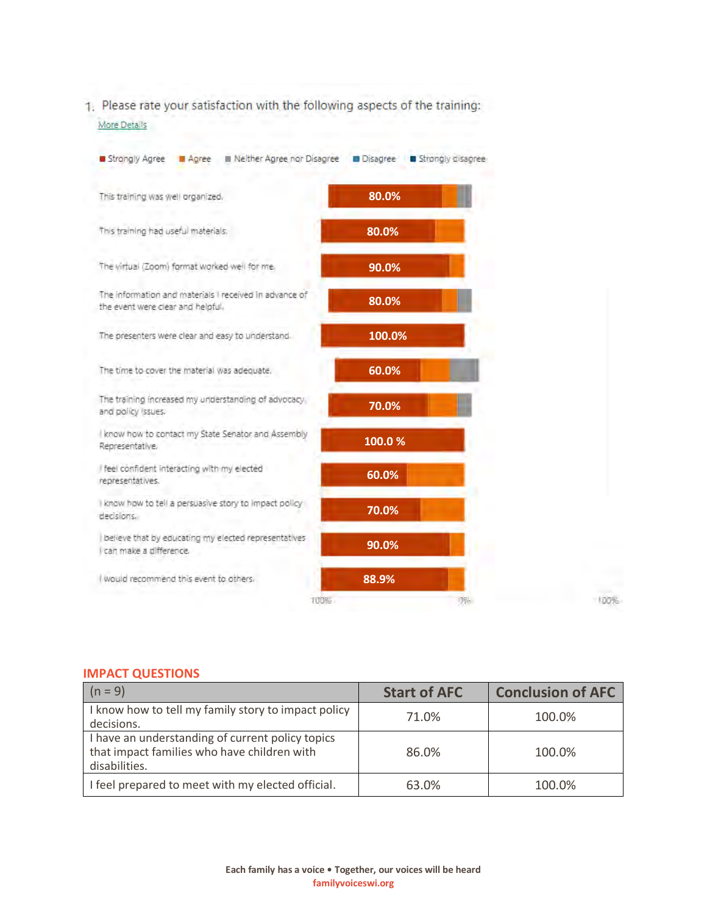1. Please rate your satisfaction with the following aspects of the training:

More Details

■ Strongly Agree ■ Agree ■ Neither Agree nor Disagree ■ Disagree ■ Strongly disagree

| Statement | Strongly Agree |
|---|---|
| This training was well organized. | 80.0% |
| This training had useful materials. | 80.0% |
| The virtual (Zoom) format worked well for me. | 90.0% |
| The information and materials I received in advance of the event were clear and helpful. | 80.0% |
| The presenters were clear and easy to understand. | 100.0% |
| The time to cover the material was adequate. | 60.0% |
| The training increased my understanding of advocacy and policy issues. | 70.0% |
| I know how to contact my State Senator and Assembly Representative. | 100.0 % |
| I feel confident interacting with my elected representatives. | 60.0% |
| I know how to tell a persuasive story to impact policy decisions. | 70.0% |
| I believe that by educating my elected representatives I can make a difference. | 90.0% |
| I would recommend this event to others. | 88.9% |

100% 0% 100%

## IMPACT QUESTIONS

| (n = 9) | Start of AFC | Conclusion of AFC |
|---|---|---|
| I know how to tell my family story to impact policy decisions. | 71.0% | 100.0% |
| I have an understanding of current policy topics that impact families who have children with disabilities. | 86.0% | 100.0% |
| I feel prepared to meet with my elected official. | 63.0% | 100.0% |

**Each family has a voice • Together, our voices will be heard**
familyvoiceswi.org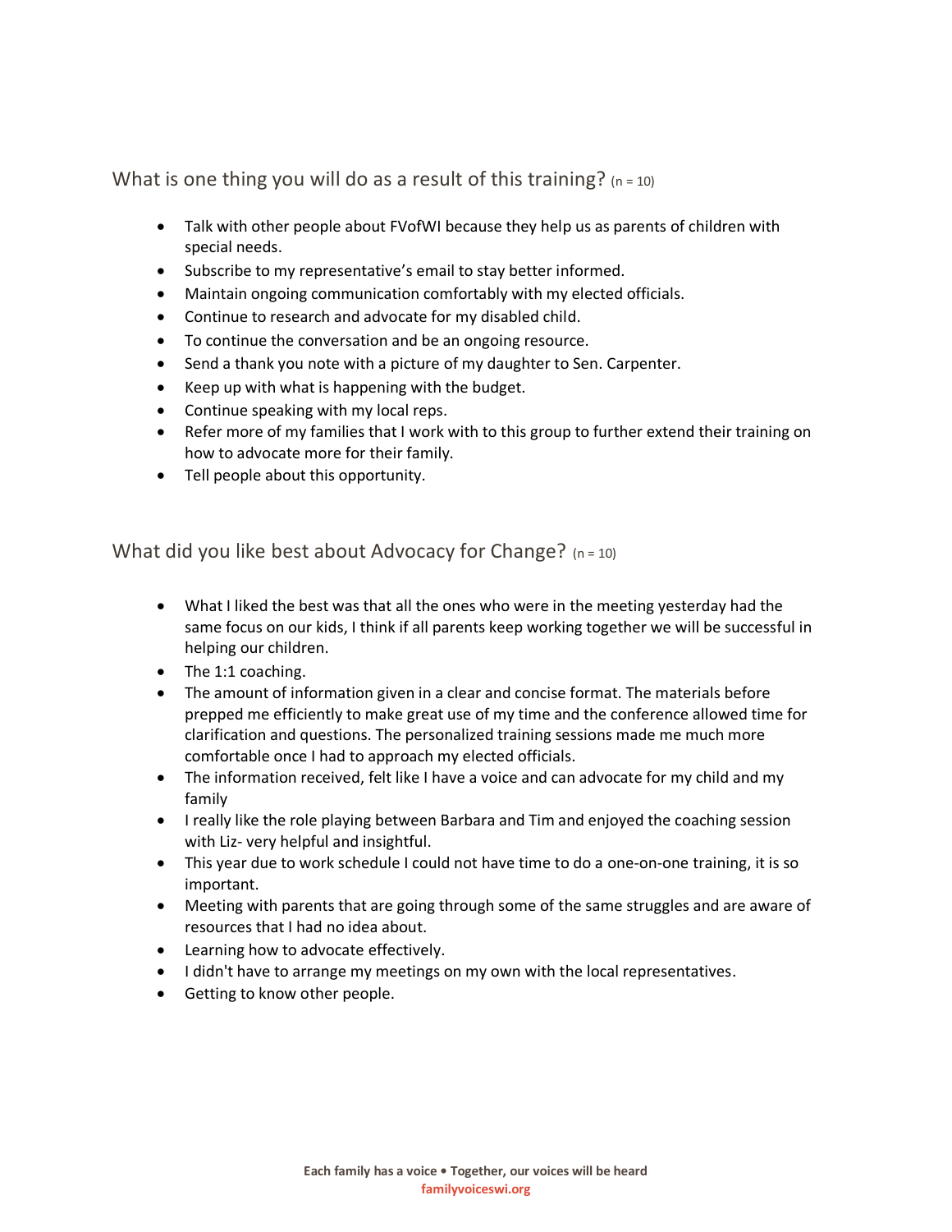## What is one thing you will do as a result of this training? (n = 10)

- Talk with other people about FVofWI because they help us as parents of children with special needs.
- Subscribe to my representative's email to stay better informed.
- Maintain ongoing communication comfortably with my elected officials.
- Continue to research and advocate for my disabled child.
- To continue the conversation and be an ongoing resource.
- Send a thank you note with a picture of my daughter to Sen. Carpenter.
- Keep up with what is happening with the budget.
- Continue speaking with my local reps.
- Refer more of my families that I work with to this group to further extend their training on how to advocate more for their family.
- Tell people about this opportunity.

## What did you like best about Advocacy for Change? (n = 10)

- What I liked the best was that all the ones who were in the meeting yesterday had the same focus on our kids, I think if all parents keep working together we will be successful in helping our children.
- The 1:1 coaching.
- The amount of information given in a clear and concise format. The materials before prepped me efficiently to make great use of my time and the conference allowed time for clarification and questions. The personalized training sessions made me much more comfortable once I had to approach my elected officials.
- The information received, felt like I have a voice and can advocate for my child and my family
- I really like the role playing between Barbara and Tim and enjoyed the coaching session with Liz- very helpful and insightful.
- This year due to work schedule I could not have time to do a one-on-one training, it is so important.
- Meeting with parents that are going through some of the same struggles and are aware of resources that I had no idea about.
- Learning how to advocate effectively.
- I didn't have to arrange my meetings on my own with the local representatives.
- Getting to know other people.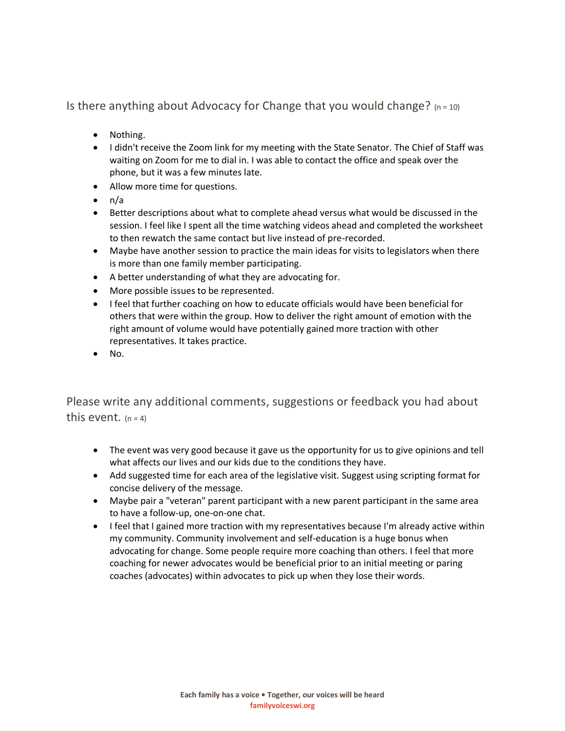## Is there anything about Advocacy for Change that you would change? (n = 10)

- Nothing.
- I didn't receive the Zoom link for my meeting with the State Senator. The Chief of Staff was waiting on Zoom for me to dial in. I was able to contact the office and speak over the phone, but it was a few minutes late.
- Allow more time for questions.
- n/a
- Better descriptions about what to complete ahead versus what would be discussed in the session. I feel like I spent all the time watching videos ahead and completed the worksheet to then rewatch the same contact but live instead of pre-recorded.
- Maybe have another session to practice the main ideas for visits to legislators when there is more than one family member participating.
- A better understanding of what they are advocating for.
- More possible issues to be represented.
- I feel that further coaching on how to educate officials would have been beneficial for others that were within the group. How to deliver the right amount of emotion with the right amount of volume would have potentially gained more traction with other representatives. It takes practice.
- No.

## Please write any additional comments, suggestions or feedback you had about this event. (n = 4)

- The event was very good because it gave us the opportunity for us to give opinions and tell what affects our lives and our kids due to the conditions they have.
- Add suggested time for each area of the legislative visit. Suggest using scripting format for concise delivery of the message.
- Maybe pair a "veteran" parent participant with a new parent participant in the same area to have a follow-up, one-on-one chat.
- I feel that I gained more traction with my representatives because I'm already active within my community. Community involvement and self-education is a huge bonus when advocating for change. Some people require more coaching than others. I feel that more coaching for newer advocates would be beneficial prior to an initial meeting or paring coaches (advocates) within advocates to pick up when they lose their words.